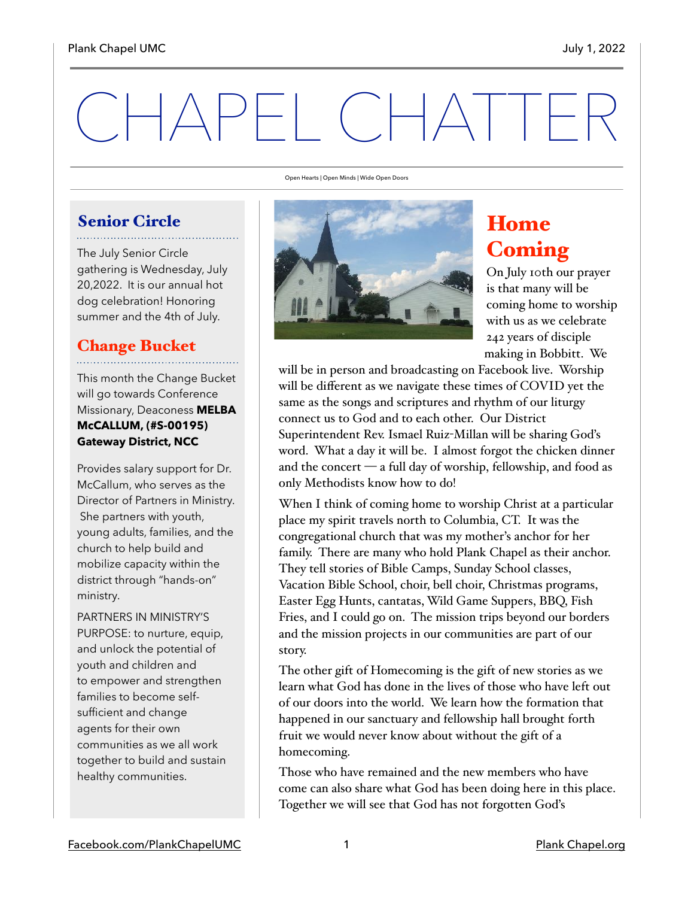# CHAPEL CHATTER

Open Hearts | Open Minds | Wide Open Doors

## Senior Circle

The July Senior Circle gathering is Wednesday, July 20,2022. It is our annual hot dog celebration! Honoring summer and the 4th of July.

## Change Bucket

This month the Change Bucket will go towards Conference Missionary, Deaconess **MELBA McCALLUM, (#S-00195) Gateway District, NCC**

Provides salary support for Dr. McCallum, who serves as the Director of Partners in Ministry. She partners with youth, young adults, families, and the church to help build and mobilize capacity within the district through "hands-on" ministry.

PARTNERS IN MINISTRY'S PURPOSE: to nurture, equip, and unlock the potential of youth and children and to empower and strengthen families to become self-sufficient and change agents for their own communities as we all work together to build and sustain healthy communities.

## Home Coming

On July 10th our prayer is that many will be coming home to worship with us as we celebrate 242 years of disciple making in Bobbitt. We will be in person and broadcasting on Facebook live. Worship will be different as we navigate these times of COVID yet the same as the songs and scriptures and rhythm of our liturgy connect us to God and to each other. Our District Superintendent Rev. Ismael Ruiz-Millan will be sharing God's word. What a day it will be. I almost forgot the chicken dinner and the concert — a full day of worship, fellowship, and food as only Methodists know how to do!

When I think of coming home to worship Christ at a particular place my spirit travels north to Columbia, CT. It was the congregational church that was my mother's anchor for her family. There are many who hold Plank Chapel as their anchor. They tell stories of Bible Camps, Sunday School classes, Vacation Bible School, choir, bell choir, Christmas programs, Easter Egg Hunts, cantatas, Wild Game Suppers, BBQ, Fish Fries, and I could go on. The mission trips beyond our borders and the mission projects in our communities are part of our story.

The other gift of Homecoming is the gift of new stories as we learn what God has done in the lives of those who have left out of our doors into the world. We learn how the formation that happened in our sanctuary and fellowship hall brought forth fruit we would never know about without the gift of a homecoming.

Those who have remained and the new members who have come can also share what God has been doing here in this place. Together we will see that God has not forgotten God's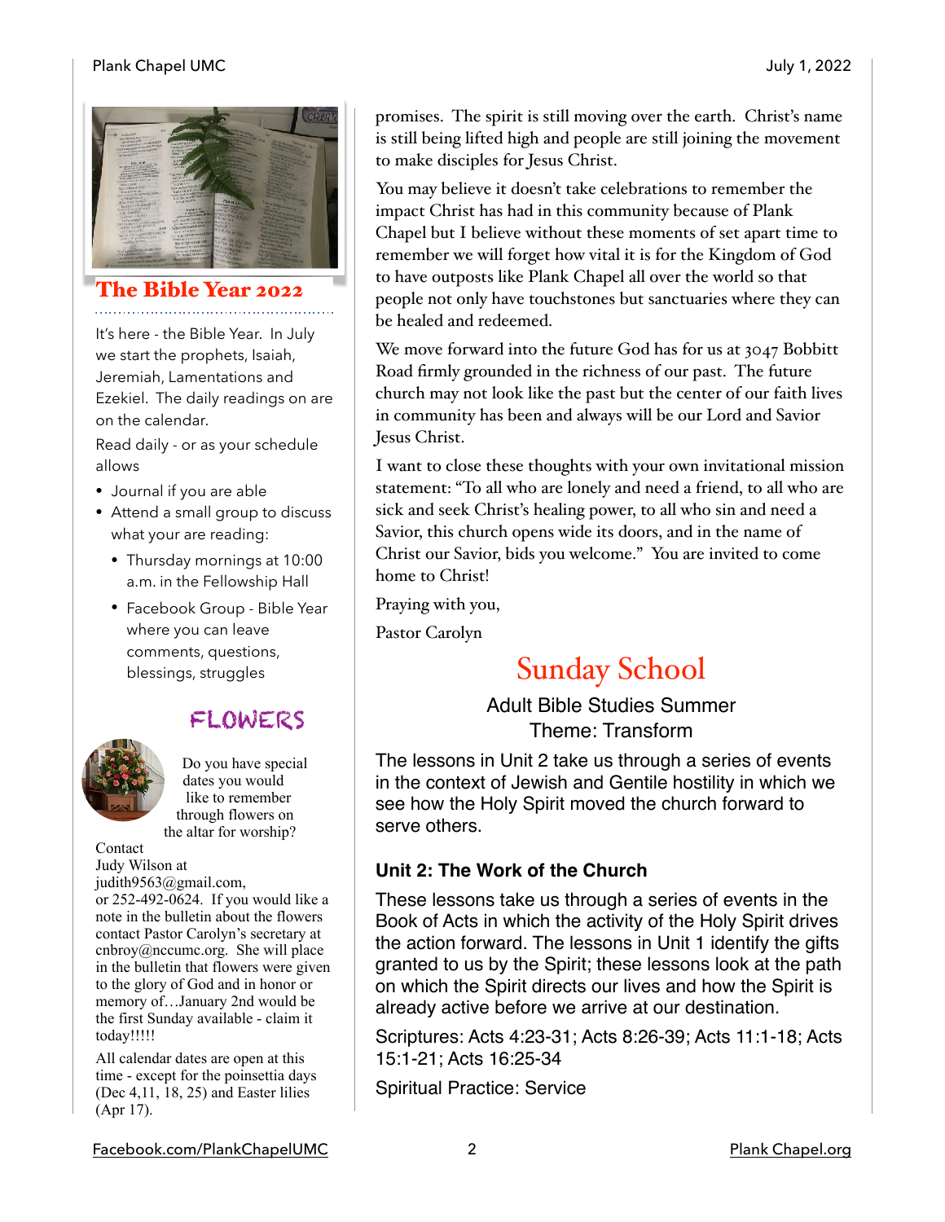## The Bible Year 2022

It's here - the Bible Year. In July we start the prophets, Isaiah, Jeremiah, Lamentations and Ezekiel. The daily readings on are on the calendar.

Read daily - or as your schedule allows

- Journal if you are able
- Attend a small group to discuss what your are reading:
  - Thursday mornings at 10:00 a.m. in the Fellowship Hall
  - Facebook Group - Bible Year where you can leave comments, questions, blessings, struggles

## FLOWERS

Do you have special dates you would like to remember through flowers on the altar for worship?

Contact Judy Wilson at judith9563@gmail.com, or 252-492-0624. If you would like a note in the bulletin about the flowers contact Pastor Carolyn's secretary at cnbroy@nccumc.org. She will place in the bulletin that flowers were given to the glory of God and in honor or memory of…January 2nd would be the first Sunday available - claim it today!!!!!

All calendar dates are open at this time - except for the poinsettia days (Dec 4,11, 18, 25) and Easter lilies (Apr 17).

promises. The spirit is still moving over the earth. Christ's name is still being lifted high and people are still joining the movement to make disciples for Jesus Christ.

You may believe it doesn't take celebrations to remember the impact Christ has had in this community because of Plank Chapel but I believe without these moments of set apart time to remember we will forget how vital it is for the Kingdom of God to have outposts like Plank Chapel all over the world so that people not only have touchstones but sanctuaries where they can be healed and redeemed.

We move forward into the future God has for us at 3047 Bobbitt Road firmly grounded in the richness of our past. The future church may not look like the past but the center of our faith lives in community has been and always will be our Lord and Savior Jesus Christ.

I want to close these thoughts with your own invitational mission statement: "To all who are lonely and need a friend, to all who are sick and seek Christ's healing power, to all who sin and need a Savior, this church opens wide its doors, and in the name of Christ our Savior, bids you welcome." You are invited to come home to Christ!

Praying with you,

Pastor Carolyn

## Sunday School

Adult Bible Studies Summer
Theme: Transform

The lessons in Unit 2 take us through a series of events in the context of Jewish and Gentile hostility in which we see how the Holy Spirit moved the church forward to serve others.

**Unit 2: The Work of the Church**

These lessons take us through a series of events in the Book of Acts in which the activity of the Holy Spirit drives the action forward. The lessons in Unit 1 identify the gifts granted to us by the Spirit; these lessons look at the path on which the Spirit directs our lives and how the Spirit is already active before we arrive at our destination.

Scriptures: Acts 4:23-31; Acts 8:26-39; Acts 11:1-18; Acts 15:1-21; Acts 16:25-34

Spiritual Practice: Service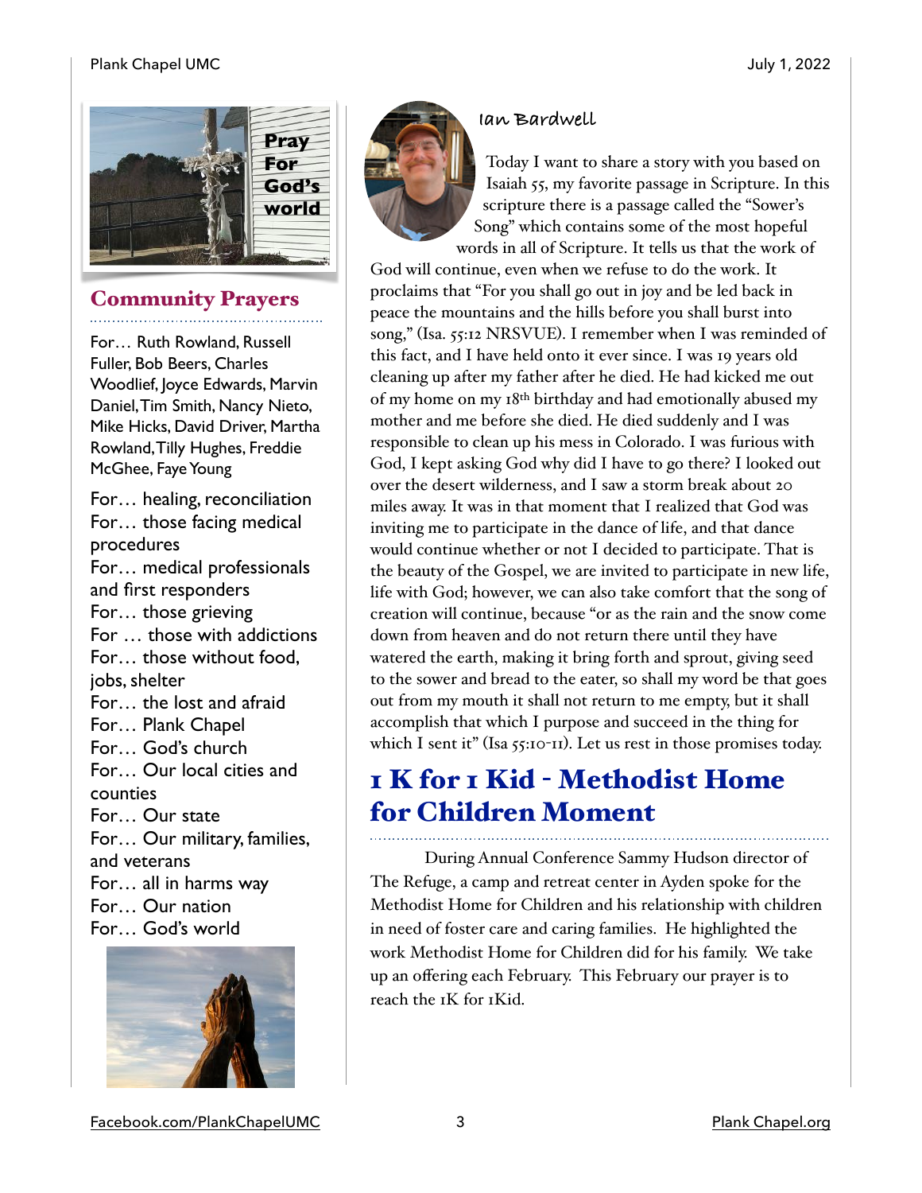## Community Prayers

For… Ruth Rowland, Russell Fuller, Bob Beers, Charles Woodlief, Joyce Edwards, Marvin Daniel, Tim Smith, Nancy Nieto, Mike Hicks, David Driver, Martha Rowland, Tilly Hughes, Freddie McGhee, Faye Young

For… healing, reconciliation
For… those facing medical procedures
For… medical professionals and first responders
For… those grieving
For … those with addictions
For… those without food, jobs, shelter
For… the lost and afraid
For… Plank Chapel
For… God's church
For… Our local cities and counties
For… Our state
For… Our military, families, and veterans
For… all in harms way
For… Our nation
For… God's world

### Ian Bardwell

Today I want to share a story with you based on Isaiah 55, my favorite passage in Scripture. In this scripture there is a passage called the "Sower's Song" which contains some of the most hopeful words in all of Scripture. It tells us that the work of God will continue, even when we refuse to do the work. It proclaims that "For you shall go out in joy and be led back in peace the mountains and the hills before you shall burst into song," (Isa. 55:12 NRSVUE). I remember when I was reminded of this fact, and I have held onto it ever since. I was 19 years old cleaning up after my father after he died. He had kicked me out of my home on my 18th birthday and had emotionally abused my mother and me before she died. He died suddenly and I was responsible to clean up his mess in Colorado. I was furious with God, I kept asking God why did I have to go there? I looked out over the desert wilderness, and I saw a storm break about 20 miles away. It was in that moment that I realized that God was inviting me to participate in the dance of life, and that dance would continue whether or not I decided to participate. That is the beauty of the Gospel, we are invited to participate in new life, life with God; however, we can also take comfort that the song of creation will continue, because "or as the rain and the snow come down from heaven and do not return there until they have watered the earth, making it bring forth and sprout, giving seed to the sower and bread to the eater, so shall my word be that goes out from my mouth it shall not return to me empty, but it shall accomplish that which I purpose and succeed in the thing for which I sent it" (Isa 55:10-11). Let us rest in those promises today.

## 1 K for 1 Kid - Methodist Home for Children Moment

During Annual Conference Sammy Hudson director of The Refuge, a camp and retreat center in Ayden spoke for the Methodist Home for Children and his relationship with children in need of foster care and caring families. He highlighted the work Methodist Home for Children did for his family. We take up an offering each February. This February our prayer is to reach the 1K for 1Kid.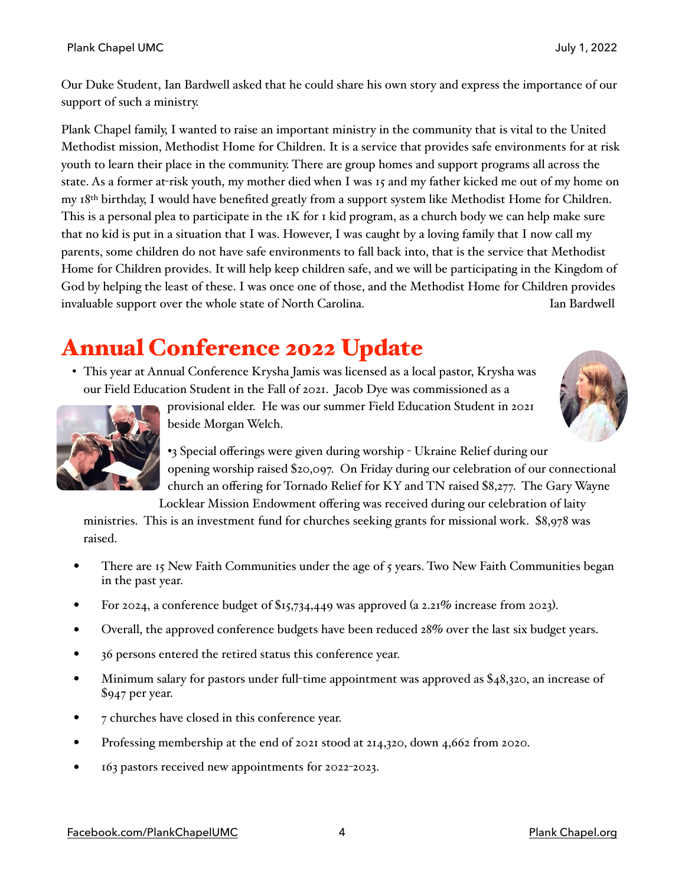Our Duke Student, Ian Bardwell asked that he could share his own story and express the importance of our support of such a ministry.

Plank Chapel family, I wanted to raise an important ministry in the community that is vital to the United Methodist mission, Methodist Home for Children. It is a service that provides safe environments for at risk youth to learn their place in the community. There are group homes and support programs all across the state. As a former at-risk youth, my mother died when I was 15 and my father kicked me out of my home on my 18th birthday, I would have benefited greatly from a support system like Methodist Home for Children. This is a personal plea to participate in the 1K for 1 kid program, as a church body we can help make sure that no kid is put in a situation that I was. However, I was caught by a loving family that I now call my parents, some children do not have safe environments to fall back into, that is the service that Methodist Home for Children provides. It will help keep children safe, and we will be participating in the Kingdom of God by helping the least of these. I was once one of those, and the Methodist Home for Children provides invaluable support over the whole state of North Carolina. Ian Bardwell

# Annual Conference 2022 Update

- This year at Annual Conference Krysha Jamis was licensed as a local pastor, Krysha was our Field Education Student in the Fall of 2021. Jacob Dye was commissioned as a provisional elder. He was our summer Field Education Student in 2021 beside Morgan Welch.

- 3 Special offerings were given during worship - Ukraine Relief during our opening worship raised $20,097. On Friday during our celebration of our connectional church an offering for Tornado Relief for KY and TN raised $8,277. The Gary Wayne Locklear Mission Endowment offering was received during our celebration of laity ministries. This is an investment fund for churches seeking grants for missional work. $8,978 was raised.

- There are 15 New Faith Communities under the age of 5 years. Two New Faith Communities began in the past year.
- For 2024, a conference budget of $15,734,449 was approved (a 2.21% increase from 2023).
- Overall, the approved conference budgets have been reduced 28% over the last six budget years.
- 36 persons entered the retired status this conference year.
- Minimum salary for pastors under full-time appointment was approved as $48,320, an increase of $947 per year.
- 7 churches have closed in this conference year.
- Professing membership at the end of 2021 stood at 214,320, down 4,662 from 2020.
- 163 pastors received new appointments for 2022-2023.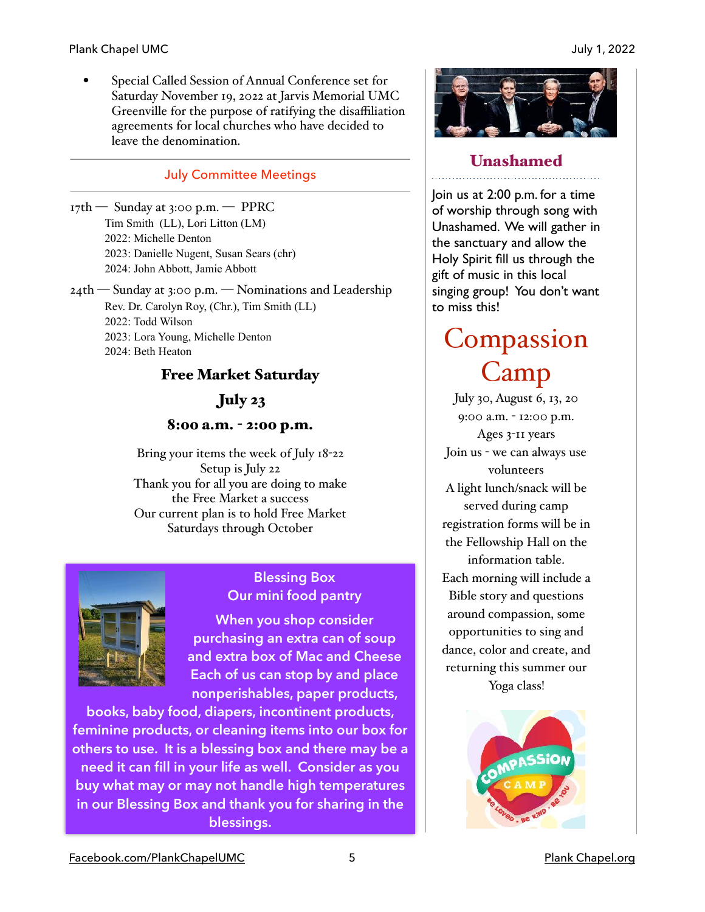- Special Called Session of Annual Conference set for Saturday November 19, 2022 at Jarvis Memorial UMC Greenville for the purpose of ratifying the disaffiliation agreements for local churches who have decided to leave the denomination.

---

## July Committee Meetings

---

17th — Sunday at 3:00 p.m. — PPRC
Tim Smith (LL), Lori Litton (LM)
2022: Michelle Denton
2023: Danielle Nugent, Susan Sears (chr)
2024: John Abbott, Jamie Abbott

24th — Sunday at 3:00 p.m. — Nominations and Leadership
Rev. Dr. Carolyn Roy, (Chr.), Tim Smith (LL)
2022: Todd Wilson
2023: Lora Young, Michelle Denton
2024: Beth Heaton

## Free Market Saturday

### July 23

### 8:00 a.m. - 2:00 p.m.

Bring your items the week of July 18-22
Setup is July 22
Thank you for all you are doing to make the Free Market a success
Our current plan is to hold Free Market Saturdays through October

## Blessing Box
### Our mini food pantry

When you shop consider purchasing an extra can of soup and extra box of Mac and Cheese Each of us can stop by and place nonperishables, paper products, books, baby food, diapers, incontinent products, feminine products, or cleaning items into our box for others to use. It is a blessing box and there may be a need it can fill in your life as well. Consider as you buy what may or may not handle high temperatures in our Blessing Box and thank you for sharing in the blessings.

## Unashamed

Join us at 2:00 p.m. for a time of worship through song with Unashamed. We will gather in the sanctuary and allow the Holy Spirit fill us through the gift of music in this local singing group! You don't want to miss this!

# Compassion Camp

July 30, August 6, 13, 20
9:00 a.m. - 12:00 p.m.
Ages 3-11 years
Join us - we can always use volunteers
A light lunch/snack will be served during camp
registration forms will be in the Fellowship Hall on the information table.
Each morning will include a Bible story and questions around compassion, some opportunities to sing and dance, color and create, and returning this summer our Yoga class!

Facebook.com/PlankChapelUMC

Plank Chapel.org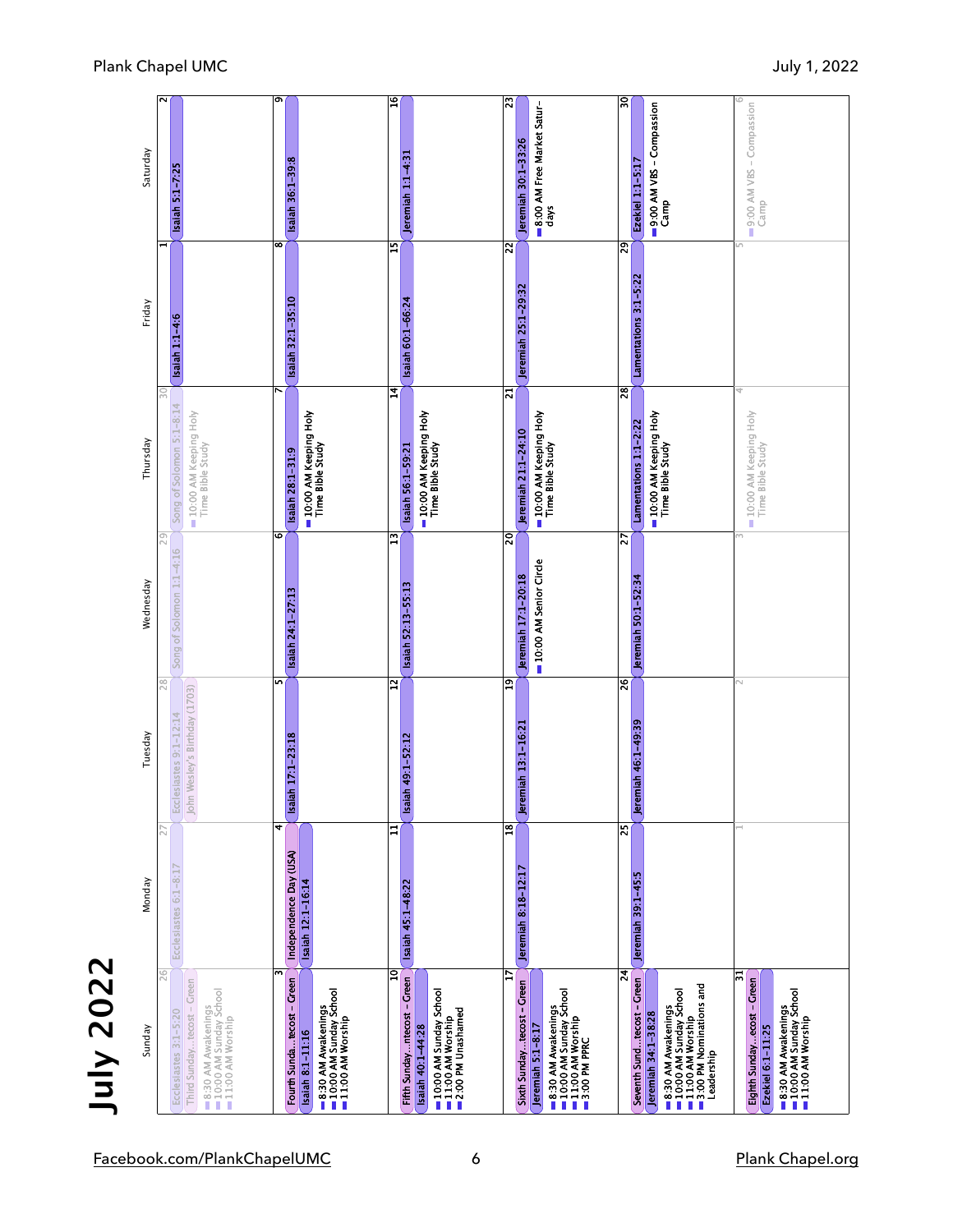# July 2022

| Sunday | Monday | Tuesday | Wednesday | Thursday | Friday | Saturday |
|---|---|---|---|---|---|---|
| 26 Ecclesiastes 3:1–5:20; Third Sunday…tecost – Green; 8:30 AM Awakenings; 10:00 AM Sunday School; 11:00 AM Worship | 27 Ecclesiastes 6:1–8:17 | 28 Ecclesiastes 9:1–12:14; John Wesley's Birthday (1703) | 29 Song of Solomon 1:1–4:16 | 30 Song of Solomon 5:1–8:14; 10:00 AM Keeping Holy Time Bible Study | 1 Isaiah 1:1–4:6 | 2 Isaiah 5:1–7:25 |
| 3 Fourth Sunda…tecost – Green; Isaiah 8:1–11:16; 8:30 AM Awakenings; 10:00 AM Sunday School; 11:00 AM Worship | 4 Independence Day (USA); Isaiah 12:1–16:14 | 5 Isaiah 17:1–23:18 | 6 Isaiah 24:1–27:13 | 7 Isaiah 28:1–31:9; 10:00 AM Keeping Holy Time Bible Study | 8 Isaiah 32:1–35:10 | 9 Isaiah 36:1–39:8 |
| 10 Fifth Sunday…ntecost – Green; Isaiah 40:1–44:28; 10:00 AM Sunday School; 11:00 AM Worship; 2:00 PM Unashamed | 11 Isaiah 45:1–48:22 | 12 Isaiah 49:1–52:12 | 13 Isaiah 52:13–55:13 | 14 Isaiah 56:1–59:21; 10:00 AM Keeping Holy Time Bible Study | 15 Isaiah 60:1–66:24 | 16 Jeremiah 1:1–4:31 |
| 17 Sixth Sunday…tecost – Green; Jeremiah 5:1–8:17; 8:30 AM Awakenings; 10:00 AM Sunday School; 11:00 AM Worship; 3:00 PM PPRC | 18 Jeremiah 8:18–12:17 | 19 Jeremiah 13:1–16:21 | 20 Jeremiah 17:1–20:18; 10:00 AM Senior Circle | 21 Jeremiah 21:1–24:10; 10:00 AM Keeping Holy Time Bible Study | 22 Jeremiah 25:1–29:32 | 23 Jeremiah 30:1–33:26; 8:00 AM Free Market Saturdays |
| 24 Seventh Sund…tecost – Green; Jeremiah 34:1–38:28; 8:30 AM Awakenings; 10:00 AM Sunday School; 11:00 AM Worship; 3:00 PM Nominations and Leadership | 25 Jeremiah 39:1–45:5 | 26 Jeremiah 46:1–49:39 | 27 Jeremiah 50:1–52:34 | 28 Lamentations 1:1–2:22; 10:00 AM Keeping Holy Time Bible Study | 29 Lamentations 3:1–5:22 | 30 Ezekiel 1:1–5:17; 9:00 AM VBS – Compassion Camp |
| 31 Eighth Sunday…ecost – Green; Ezekiel 6:1–11:25; 8:30 AM Awakenings; 10:00 AM Sunday School; 11:00 AM Worship | 1 | 2 | 3 | 4 10:00 AM Keeping Holy Time Bible Study | 5 | 6 9:00 AM VBS – Compassion Camp |